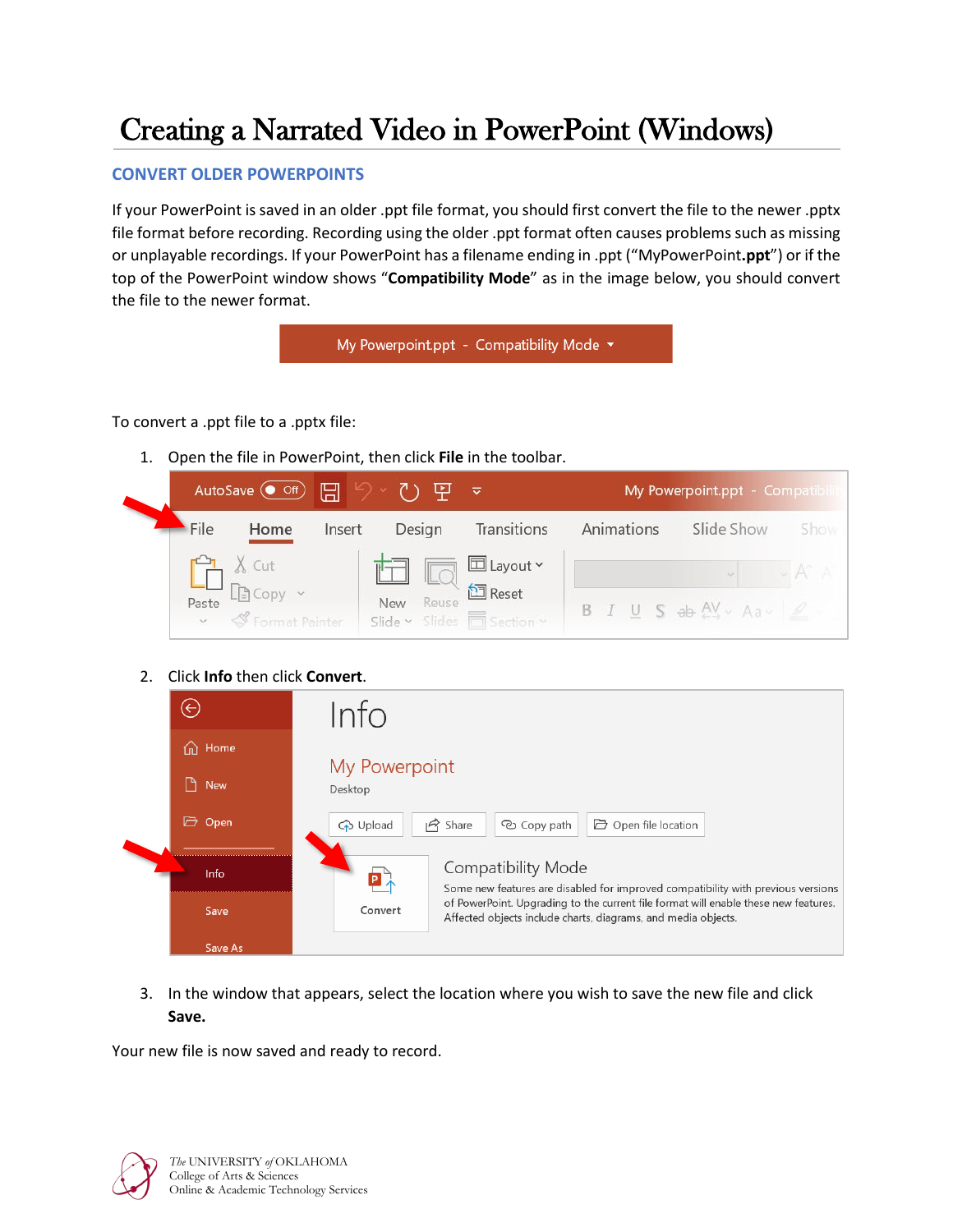# Creating a Narrated Video in PowerPoint (Windows)

## CONVERT OLDER POWERPOINTS

If your PowerPoint is saved in an older .ppt file format, you should first convert the file to the newer .pptx file format before recording. Recording using the older .ppt format often causes problems such as missing or unplayable recordings. If your PowerPoint has a filename ending in .ppt ("MyPowerPoint**.ppt**") or if the top of the PowerPoint window shows "**Compatibility Mode**" as in the image below, you should convert the file to the newer format.

To convert a .ppt file to a .pptx file:

1. Open the file in PowerPoint, then click **File** in the toolbar.
2. Click **Info** then click **Convert**.
3. In the window that appears, select the location where you wish to save the new file and click **Save.**

Your new file is now saved and ready to record.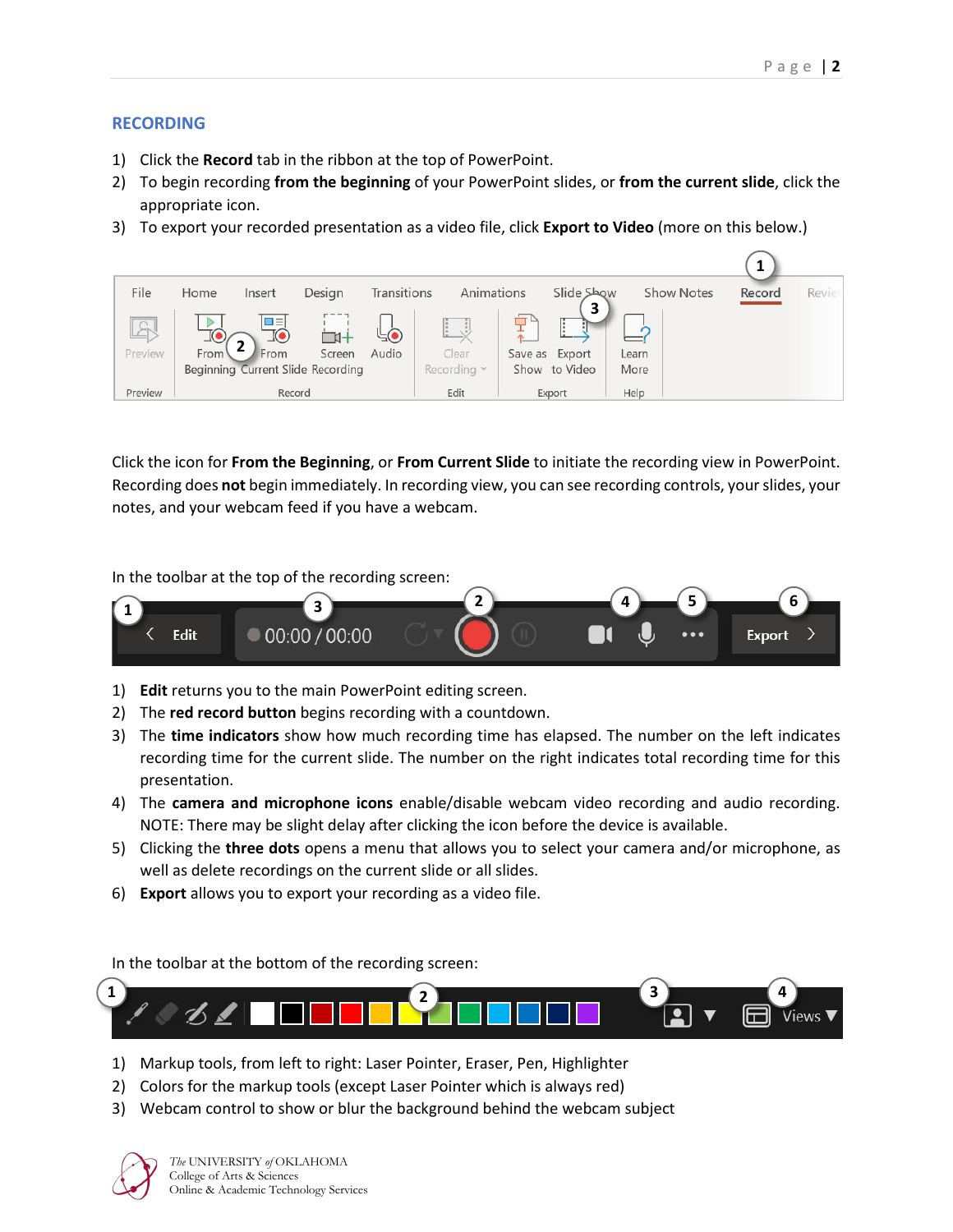## RECORDING

1) Click the **Record** tab in the ribbon at the top of PowerPoint.
2) To begin recording **from the beginning** of your PowerPoint slides, or **from the current slide**, click the appropriate icon.
3) To export your recorded presentation as a video file, click **Export to Video** (more on this below.)

Click the icon for **From the Beginning**, or **From Current Slide** to initiate the recording view in PowerPoint. Recording does **not** begin immediately. In recording view, you can see recording controls, your slides, your notes, and your webcam feed if you have a webcam.

In the toolbar at the top of the recording screen:

1) **Edit** returns you to the main PowerPoint editing screen.
2) The **red record button** begins recording with a countdown.
3) The **time indicators** show how much recording time has elapsed. The number on the left indicates recording time for the current slide. The number on the right indicates total recording time for this presentation.
4) The **camera and microphone icons** enable/disable webcam video recording and audio recording. NOTE: There may be slight delay after clicking the icon before the device is available.
5) Clicking the **three dots** opens a menu that allows you to select your camera and/or microphone, as well as delete recordings on the current slide or all slides.
6) **Export** allows you to export your recording as a video file.

In the toolbar at the bottom of the recording screen:

1) Markup tools, from left to right: Laser Pointer, Eraser, Pen, Highlighter
2) Colors for the markup tools (except Laser Pointer which is always red)
3) Webcam control to show or blur the background behind the webcam subject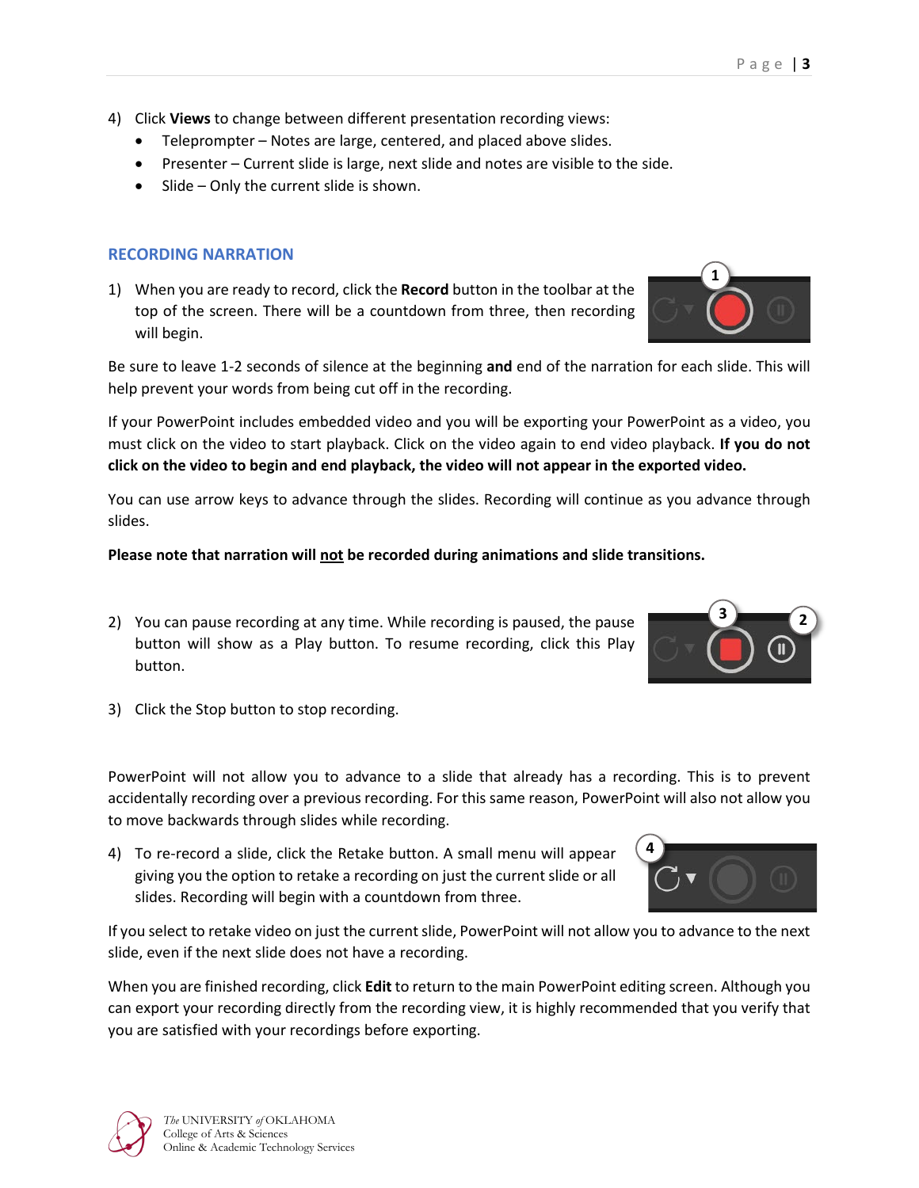4) Click **Views** to change between different presentation recording views:
   - Teleprompter – Notes are large, centered, and placed above slides.
   - Presenter – Current slide is large, next slide and notes are visible to the side.
   - Slide – Only the current slide is shown.

## RECORDING NARRATION

1) When you are ready to record, click the **Record** button in the toolbar at the top of the screen. There will be a countdown from three, then recording will begin.

Be sure to leave 1-2 seconds of silence at the beginning **and** end of the narration for each slide. This will help prevent your words from being cut off in the recording.

If your PowerPoint includes embedded video and you will be exporting your PowerPoint as a video, you must click on the video to start playback. Click on the video again to end video playback. **If you do not click on the video to begin and end playback, the video will not appear in the exported video.**

You can use arrow keys to advance through the slides. Recording will continue as you advance through slides.

**Please note that narration will <u>not</u> be recorded during animations and slide transitions.**

2) You can pause recording at any time. While recording is paused, the pause button will show as a Play button. To resume recording, click this Play button.

3) Click the Stop button to stop recording.

PowerPoint will not allow you to advance to a slide that already has a recording. This is to prevent accidentally recording over a previous recording. For this same reason, PowerPoint will also not allow you to move backwards through slides while recording.

4) To re-record a slide, click the Retake button. A small menu will appear giving you the option to retake a recording on just the current slide or all slides. Recording will begin with a countdown from three.

If you select to retake video on just the current slide, PowerPoint will not allow you to advance to the next slide, even if the next slide does not have a recording.

When you are finished recording, click **Edit** to return to the main PowerPoint editing screen. Although you can export your recording directly from the recording view, it is highly recommended that you verify that you are satisfied with your recordings before exporting.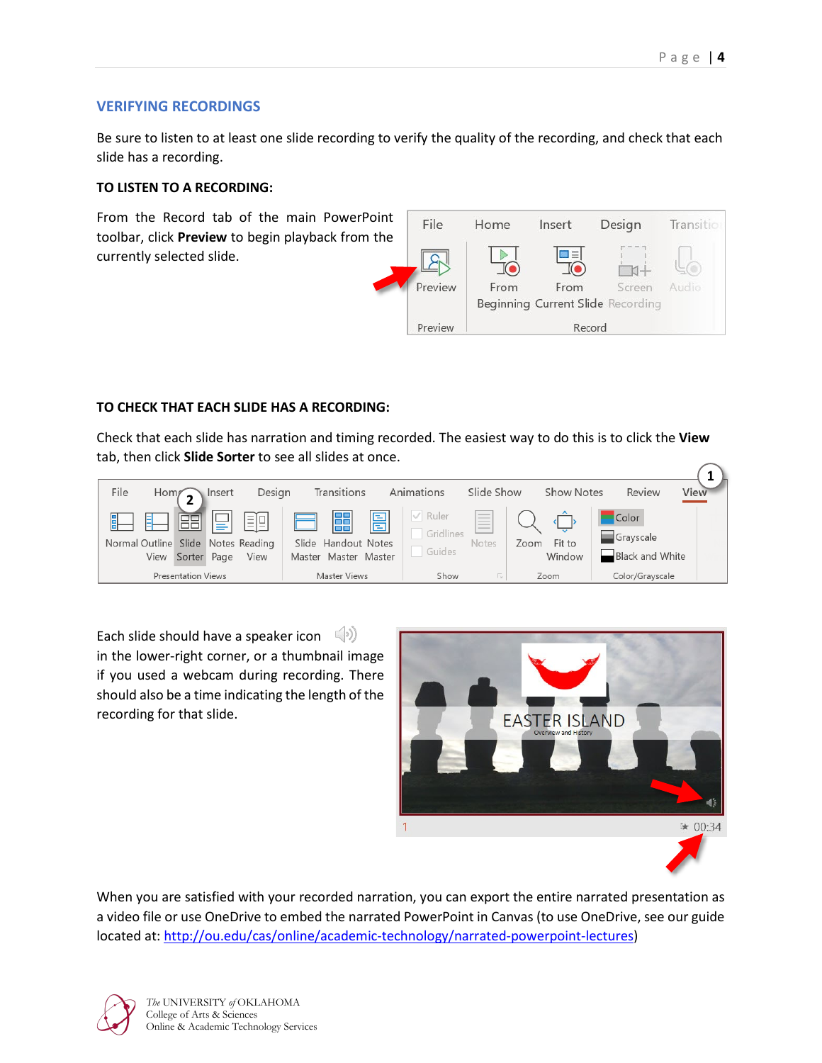## VERIFYING RECORDINGS

Be sure to listen to at least one slide recording to verify the quality of the recording, and check that each slide has a recording.

**TO LISTEN TO A RECORDING:**

From the Record tab of the main PowerPoint toolbar, click **Preview** to begin playback from the currently selected slide.

**TO CHECK THAT EACH SLIDE HAS A RECORDING:**

Check that each slide has narration and timing recorded. The easiest way to do this is to click the **View** tab, then click **Slide Sorter** to see all slides at once.

Each slide should have a speaker icon in the lower-right corner, or a thumbnail image if you used a webcam during recording. There should also be a time indicating the length of the recording for that slide.

When you are satisfied with your recorded narration, you can export the entire narrated presentation as a video file or use OneDrive to embed the narrated PowerPoint in Canvas (to use OneDrive, see our guide located at: http://ou.edu/cas/online/academic-technology/narrated-powerpoint-lectures)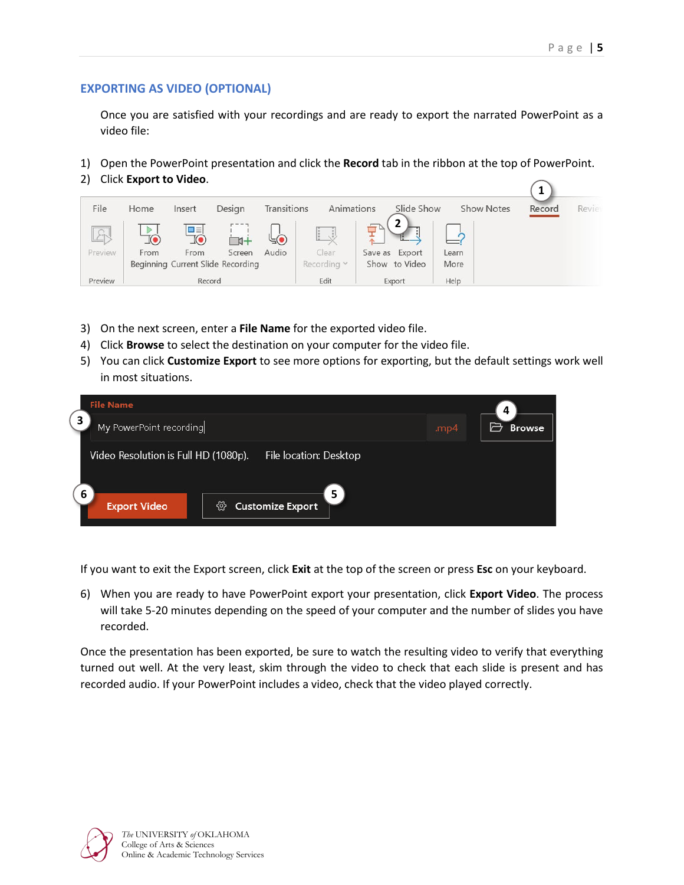## EXPORTING AS VIDEO (OPTIONAL)

Once you are satisfied with your recordings and are ready to export the narrated PowerPoint as a video file:

1) Open the PowerPoint presentation and click the **Record** tab in the ribbon at the top of PowerPoint.
2) Click **Export to Video**.

3) On the next screen, enter a **File Name** for the exported video file.
4) Click **Browse** to select the destination on your computer for the video file.
5) You can click **Customize Export** to see more options for exporting, but the default settings work well in most situations.

If you want to exit the Export screen, click **Exit** at the top of the screen or press **Esc** on your keyboard.

6) When you are ready to have PowerPoint export your presentation, click **Export Video**. The process will take 5-20 minutes depending on the speed of your computer and the number of slides you have recorded.

Once the presentation has been exported, be sure to watch the resulting video to verify that everything turned out well. At the very least, skim through the video to check that each slide is present and has recorded audio. If your PowerPoint includes a video, check that the video played correctly.